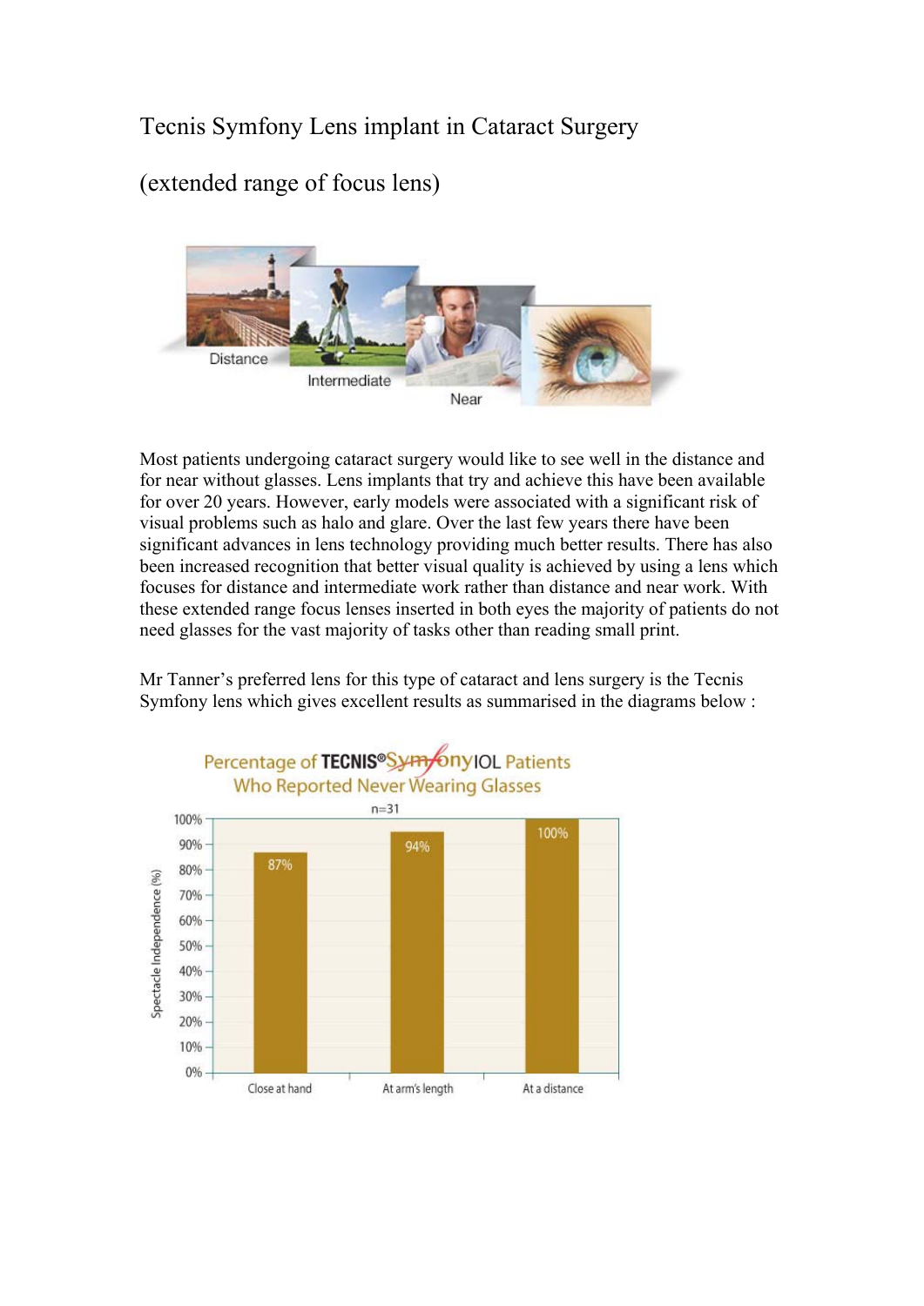# Tecnis Symfony Lens implant in Cataract Surgery

## (extended range of focus lens)

Most patients undergoing cataract surgery would like to see well in the distance and for near without glasses. Lens implants that try and achieve this have been available for over 20 years. However, early models were associated with a significant risk of visual problems such as halo and glare. Over the last few years there have been significant advances in lens technology providing much better results. There has also been increased recognition that better visual quality is achieved by using a lens which focuses for distance and intermediate work rather than distance and near work. With these extended range focus lenses inserted in both eyes the majority of patients do not need glasses for the vast majority of tasks other than reading small print.

Mr Tanner's preferred lens for this type of cataract and lens surgery is the Tecnis Symfony lens which gives excellent results as summarised in the diagrams below :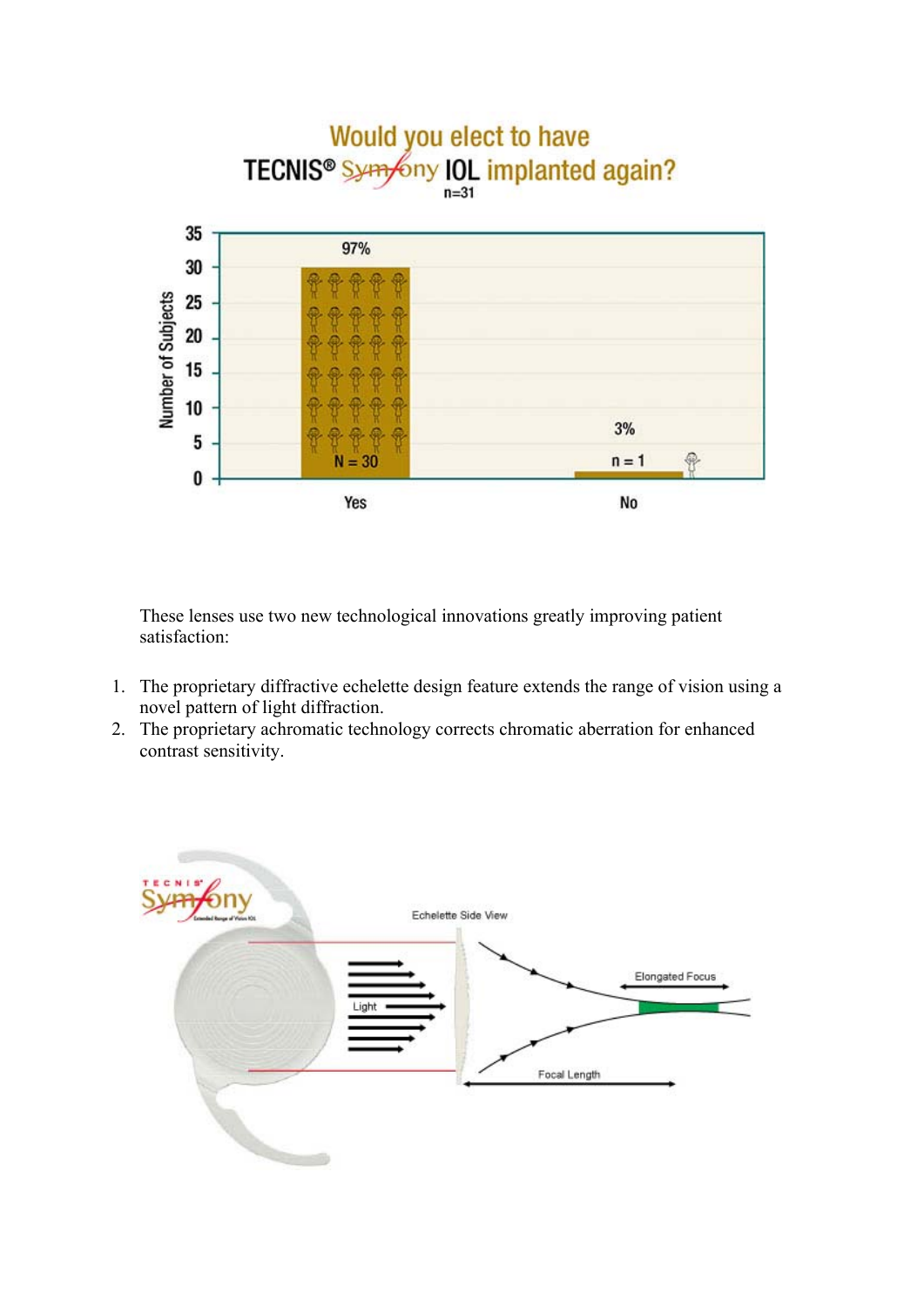## Would you elect to have TECNIS® Symfony IOL implanted again?

n=31

| Response | Number of Subjects | Percentage |
| --- | --- | --- |
| Yes | N = 30 | 97% |
| No | n = 1 | 3% |

These lenses use two new technological innovations greatly improving patient satisfaction:

1. The proprietary diffractive echelette design feature extends the range of vision using a novel pattern of light diffraction.
2. The proprietary achromatic technology corrects chromatic aberration for enhanced contrast sensitivity.

TECNIS® Symfony Extended Range of Vision IOL

Echelette Side View

Light

Elongated Focus

Focal Length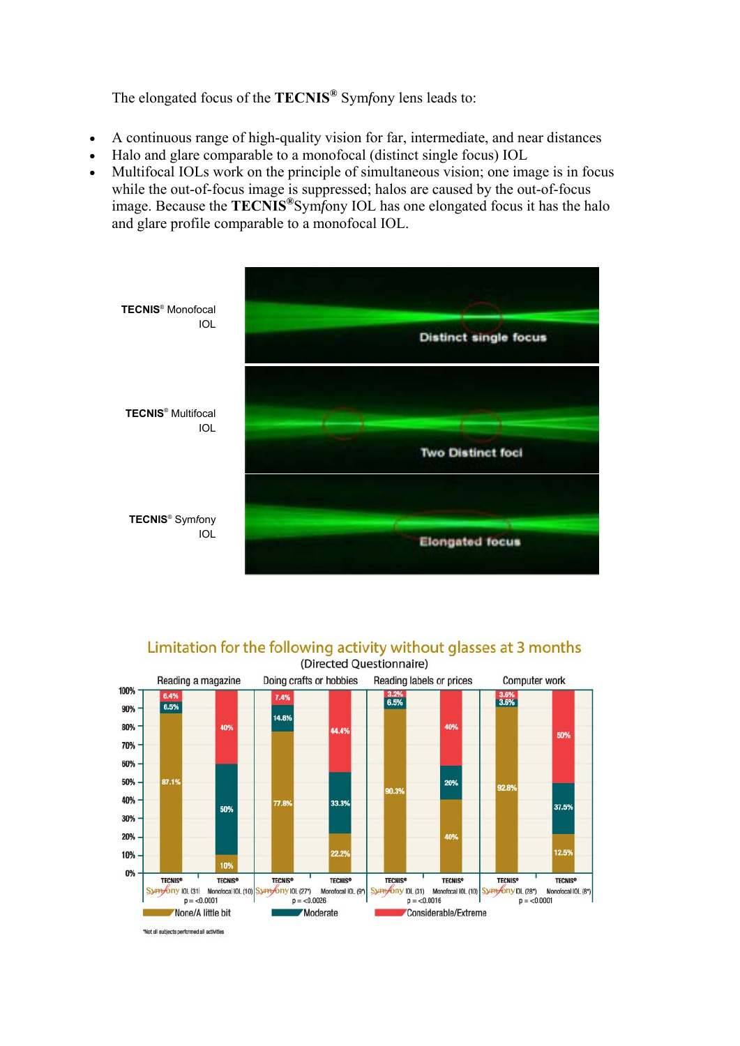The elongated focus of the **TECNIS**® Sym*f*ony lens leads to:

- A continuous range of high-quality vision for far, intermediate, and near distances
- Halo and glare comparable to a monofocal (distinct single focus) IOL
- Multifocal IOLs work on the principle of simultaneous vision; one image is in focus while the out-of-focus image is suppressed; halos are caused by the out-of-focus image. Because the **TECNIS**®Sym*f*ony IOL has one elongated focus it has the halo and glare profile comparable to a monofocal IOL.

**TECNIS**® Monofocal IOL

Distinct single focus

**TECNIS**® Multifocal IOL

Two Distinct foci

**TECNIS**® Symfony IOL

Elongated focus

Limitation for the following activity without glasses at 3 months

(Directed Questionnaire)

Reading a magazine

Doing crafts or hobbies

Reading labels or prices

Computer work

100%
90%
80%
70%
60%
50%
40%
30%
20%
10%
0%

6.4%
6.5%
87.1%
40%
50%
10%

7.4%
14.8%
77.8%
44.4%
33.3%
22.2%

3.2%
6.5%
90.3%
40%
20%
40%

3.6%
3.6%
92.8%
50%
37.5%
12.5%

TECNIS® Symfony IOL (31) — TECNIS® Monofocal IOL (10) — p = <0.0001

TECNIS® Symfony IOL (27*) — TECNIS® Monofocal IOL (9*) — p = <0.0026

TECNIS® Symfony IOL (31) — TECNIS® Monofocal IOL (10) — p = <0.0016

TECNIS® Symfony IOL (28*) — TECNIS® Monofocal IOL (8*) — p = <0.0001

None/A little bit

Moderate

Considerable/Extreme

*Not all subjects performed all activities